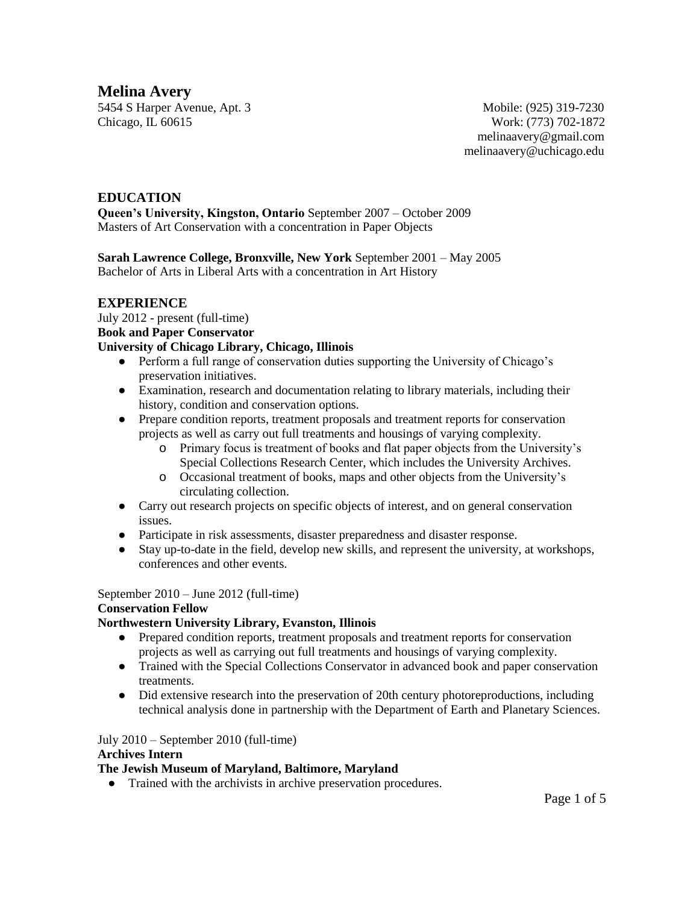# Melina Avery

5454 S Harper Avenue, Apt. 3
Chicago, IL 60615

Mobile: (925) 319-7230
Work: (773) 702-1872
melinaavery@gmail.com
melinaavery@uchicago.edu

## EDUCATION

**Queen's University, Kingston, Ontario** September 2007 – October 2009
Masters of Art Conservation with a concentration in Paper Objects

**Sarah Lawrence College, Bronxville, New York** September 2001 – May 2005
Bachelor of Arts in Liberal Arts with a concentration in Art History

## EXPERIENCE

July 2012 - present (full-time)
**Book and Paper Conservator**
**University of Chicago Library, Chicago, Illinois**

- Perform a full range of conservation duties supporting the University of Chicago's preservation initiatives.
- Examination, research and documentation relating to library materials, including their history, condition and conservation options.
- Prepare condition reports, treatment proposals and treatment reports for conservation projects as well as carry out full treatments and housings of varying complexity.
  - Primary focus is treatment of books and flat paper objects from the University's Special Collections Research Center, which includes the University Archives.
  - Occasional treatment of books, maps and other objects from the University's circulating collection.
- Carry out research projects on specific objects of interest, and on general conservation issues.
- Participate in risk assessments, disaster preparedness and disaster response.
- Stay up-to-date in the field, develop new skills, and represent the university, at workshops, conferences and other events.

September 2010 – June 2012 (full-time)
**Conservation Fellow**
**Northwestern University Library, Evanston, Illinois**

- Prepared condition reports, treatment proposals and treatment reports for conservation projects as well as carrying out full treatments and housings of varying complexity.
- Trained with the Special Collections Conservator in advanced book and paper conservation treatments.
- Did extensive research into the preservation of 20th century photoreproductions, including technical analysis done in partnership with the Department of Earth and Planetary Sciences.

July 2010 – September 2010 (full-time)
**Archives Intern**
**The Jewish Museum of Maryland, Baltimore, Maryland**

- Trained with the archivists in archive preservation procedures.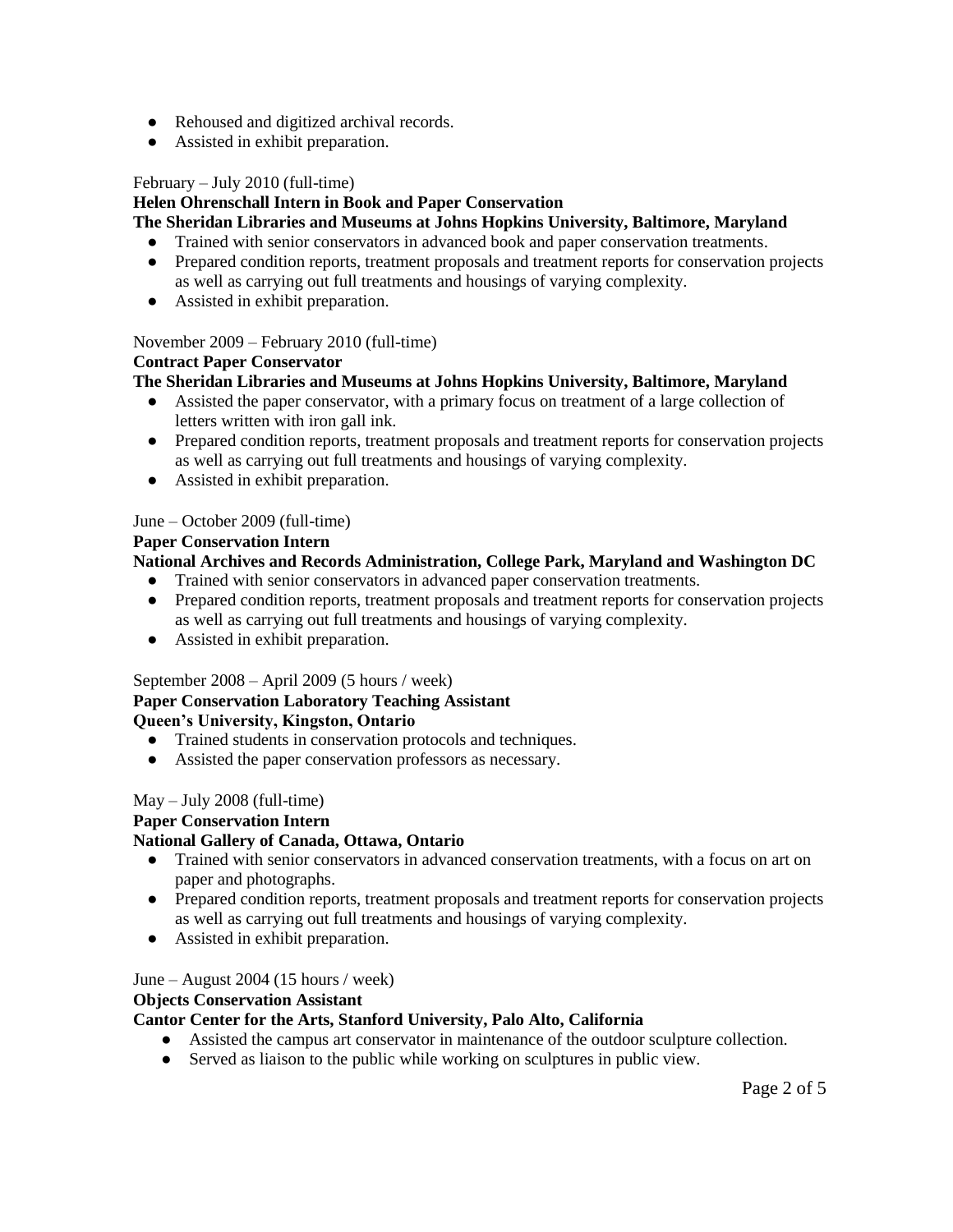- Rehoused and digitized archival records.
- Assisted in exhibit preparation.

February – July 2010 (full-time)
**Helen Ohrenschall Intern in Book and Paper Conservation**
**The Sheridan Libraries and Museums at Johns Hopkins University, Baltimore, Maryland**

- Trained with senior conservators in advanced book and paper conservation treatments.
- Prepared condition reports, treatment proposals and treatment reports for conservation projects as well as carrying out full treatments and housings of varying complexity.
- Assisted in exhibit preparation.

November 2009 – February 2010 (full-time)
**Contract Paper Conservator**
**The Sheridan Libraries and Museums at Johns Hopkins University, Baltimore, Maryland**

- Assisted the paper conservator, with a primary focus on treatment of a large collection of letters written with iron gall ink.
- Prepared condition reports, treatment proposals and treatment reports for conservation projects as well as carrying out full treatments and housings of varying complexity.
- Assisted in exhibit preparation.

June – October 2009 (full-time)
**Paper Conservation Intern**
**National Archives and Records Administration, College Park, Maryland and Washington DC**

- Trained with senior conservators in advanced paper conservation treatments.
- Prepared condition reports, treatment proposals and treatment reports for conservation projects as well as carrying out full treatments and housings of varying complexity.
- Assisted in exhibit preparation.

September 2008 – April 2009 (5 hours / week)
**Paper Conservation Laboratory Teaching Assistant**
**Queen's University, Kingston, Ontario**

- Trained students in conservation protocols and techniques.
- Assisted the paper conservation professors as necessary.

May – July 2008 (full-time)
**Paper Conservation Intern**
**National Gallery of Canada, Ottawa, Ontario**

- Trained with senior conservators in advanced conservation treatments, with a focus on art on paper and photographs.
- Prepared condition reports, treatment proposals and treatment reports for conservation projects as well as carrying out full treatments and housings of varying complexity.
- Assisted in exhibit preparation.

June – August 2004 (15 hours / week)
**Objects Conservation Assistant**
**Cantor Center for the Arts, Stanford University, Palo Alto, California**

- Assisted the campus art conservator in maintenance of the outdoor sculpture collection.
- Served as liaison to the public while working on sculptures in public view.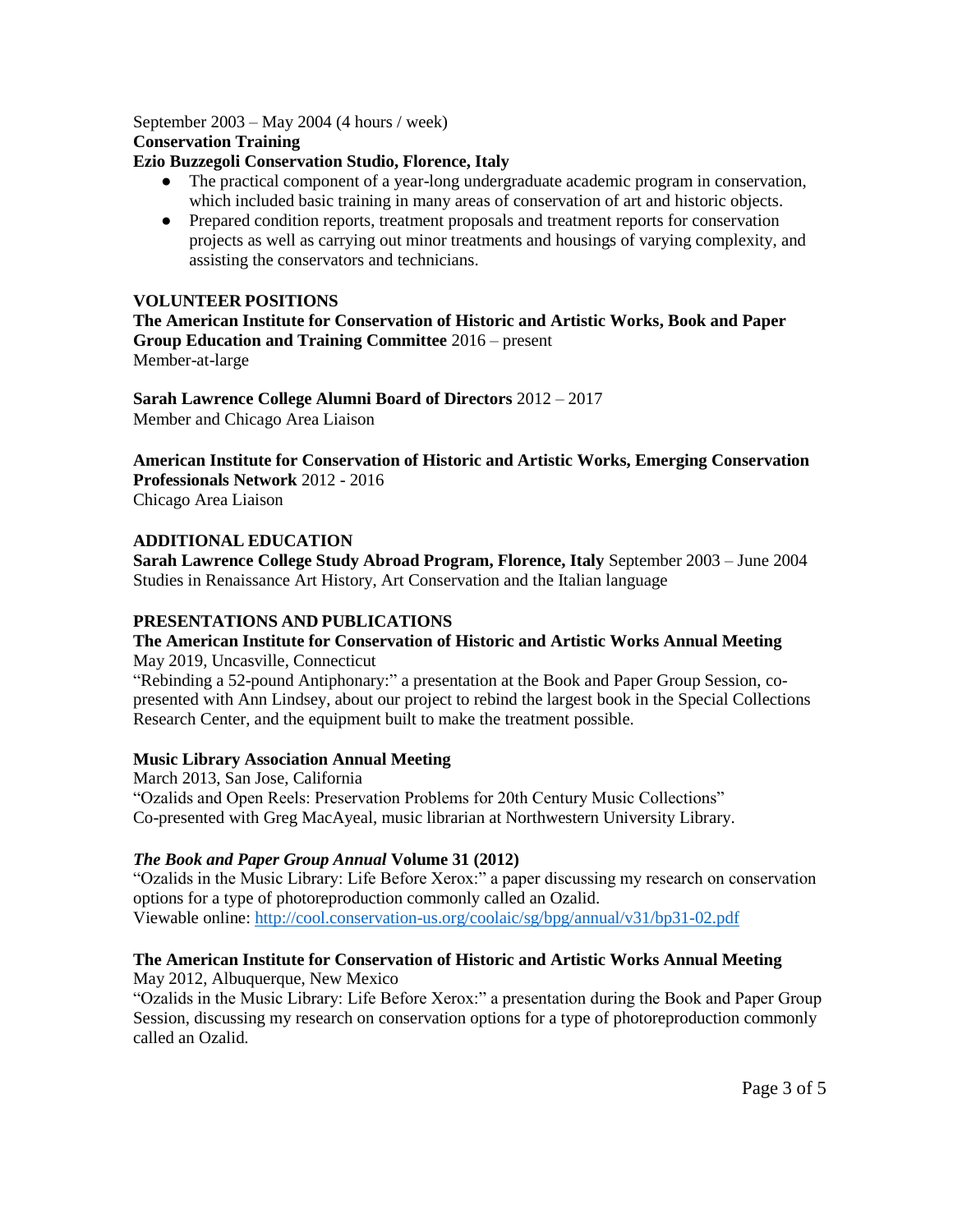September 2003 – May 2004 (4 hours / week)
**Conservation Training**
**Ezio Buzzegoli Conservation Studio, Florence, Italy**

- The practical component of a year-long undergraduate academic program in conservation, which included basic training in many areas of conservation of art and historic objects.
- Prepared condition reports, treatment proposals and treatment reports for conservation projects as well as carrying out minor treatments and housings of varying complexity, and assisting the conservators and technicians.

## VOLUNTEER POSITIONS

**The American Institute for Conservation of Historic and Artistic Works, Book and Paper Group Education and Training Committee** 2016 – present
Member-at-large

**Sarah Lawrence College Alumni Board of Directors** 2012 – 2017
Member and Chicago Area Liaison

**American Institute for Conservation of Historic and Artistic Works, Emerging Conservation Professionals Network** 2012 - 2016
Chicago Area Liaison

## ADDITIONAL EDUCATION

**Sarah Lawrence College Study Abroad Program, Florence, Italy** September 2003 – June 2004
Studies in Renaissance Art History, Art Conservation and the Italian language

## PRESENTATIONS AND PUBLICATIONS

**The American Institute for Conservation of Historic and Artistic Works Annual Meeting**
May 2019, Uncasville, Connecticut
"Rebinding a 52-pound Antiphonary:" a presentation at the Book and Paper Group Session, co-presented with Ann Lindsey, about our project to rebind the largest book in the Special Collections Research Center, and the equipment built to make the treatment possible.

**Music Library Association Annual Meeting**
March 2013, San Jose, California
"Ozalids and Open Reels: Preservation Problems for 20th Century Music Collections"
Co-presented with Greg MacAyeal, music librarian at Northwestern University Library.

***The Book and Paper Group Annual* Volume 31 (2012)**
"Ozalids in the Music Library: Life Before Xerox:" a paper discussing my research on conservation options for a type of photoreproduction commonly called an Ozalid.
Viewable online: http://cool.conservation-us.org/coolaic/sg/bpg/annual/v31/bp31-02.pdf

**The American Institute for Conservation of Historic and Artistic Works Annual Meeting**
May 2012, Albuquerque, New Mexico
"Ozalids in the Music Library: Life Before Xerox:" a presentation during the Book and Paper Group Session, discussing my research on conservation options for a type of photoreproduction commonly called an Ozalid.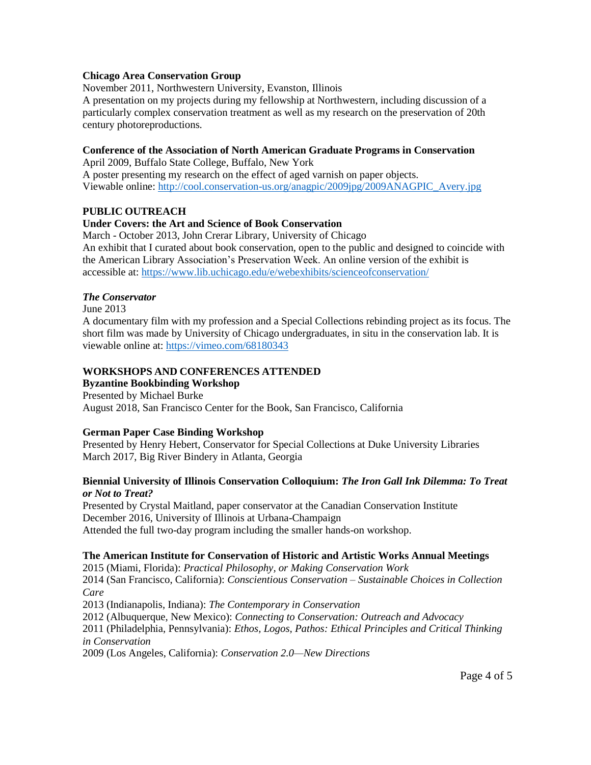**Chicago Area Conservation Group**
November 2011, Northwestern University, Evanston, Illinois
A presentation on my projects during my fellowship at Northwestern, including discussion of a particularly complex conservation treatment as well as my research on the preservation of 20th century photoreproductions.

**Conference of the Association of North American Graduate Programs in Conservation**
April 2009, Buffalo State College, Buffalo, New York
A poster presenting my research on the effect of aged varnish on paper objects.
Viewable online: http://cool.conservation-us.org/anagpic/2009jpg/2009ANAGPIC_Avery.jpg

## PUBLIC OUTREACH

**Under Covers: the Art and Science of Book Conservation**
March - October 2013, John Crerar Library, University of Chicago
An exhibit that I curated about book conservation, open to the public and designed to coincide with the American Library Association's Preservation Week. An online version of the exhibit is accessible at: https://www.lib.uchicago.edu/e/webexhibits/scienceofconservation/

***The Conservator***
June 2013
A documentary film with my profession and a Special Collections rebinding project as its focus. The short film was made by University of Chicago undergraduates, in situ in the conservation lab. It is viewable online at: https://vimeo.com/68180343

## WORKSHOPS AND CONFERENCES ATTENDED

**Byzantine Bookbinding Workshop**
Presented by Michael Burke
August 2018, San Francisco Center for the Book, San Francisco, California

**German Paper Case Binding Workshop**
Presented by Henry Hebert, Conservator for Special Collections at Duke University Libraries
March 2017, Big River Bindery in Atlanta, Georgia

**Biennial University of Illinois Conservation Colloquium: *The Iron Gall Ink Dilemma: To Treat or Not to Treat?***
Presented by Crystal Maitland, paper conservator at the Canadian Conservation Institute
December 2016, University of Illinois at Urbana-Champaign
Attended the full two-day program including the smaller hands-on workshop.

**The American Institute for Conservation of Historic and Artistic Works Annual Meetings**
2015 (Miami, Florida): *Practical Philosophy, or Making Conservation Work*
2014 (San Francisco, California): *Conscientious Conservation – Sustainable Choices in Collection Care*
2013 (Indianapolis, Indiana): *The Contemporary in Conservation*
2012 (Albuquerque, New Mexico): *Connecting to Conservation: Outreach and Advocacy*
2011 (Philadelphia, Pennsylvania): *Ethos, Logos, Pathos: Ethical Principles and Critical Thinking in Conservation*
2009 (Los Angeles, California): *Conservation 2.0—New Directions*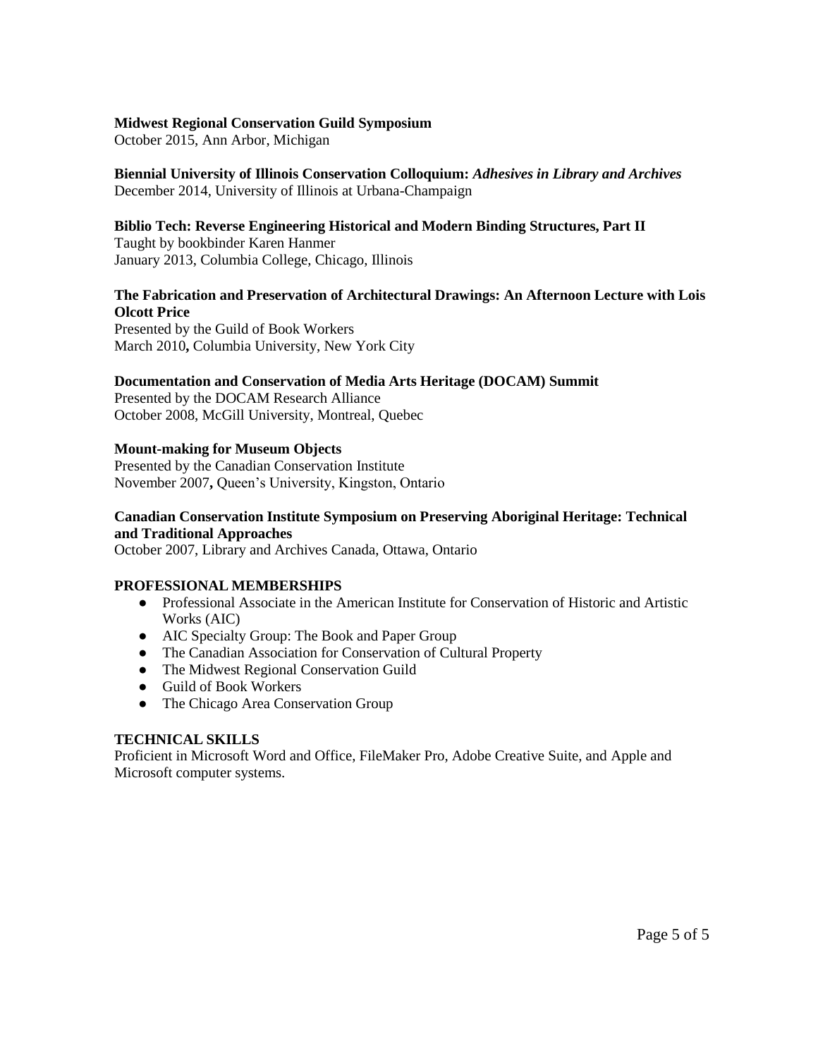**Midwest Regional Conservation Guild Symposium**
October 2015, Ann Arbor, Michigan

**Biennial University of Illinois Conservation Colloquium:** ***Adhesives in Library and Archives***
December 2014, University of Illinois at Urbana-Champaign

**Biblio Tech: Reverse Engineering Historical and Modern Binding Structures, Part II**
Taught by bookbinder Karen Hanmer
January 2013, Columbia College, Chicago, Illinois

**The Fabrication and Preservation of Architectural Drawings: An Afternoon Lecture with Lois Olcott Price**
Presented by the Guild of Book Workers
March 2010**,** Columbia University, New York City

**Documentation and Conservation of Media Arts Heritage (DOCAM) Summit**
Presented by the DOCAM Research Alliance
October 2008, McGill University, Montreal, Quebec

**Mount-making for Museum Objects**
Presented by the Canadian Conservation Institute
November 2007**,** Queen's University, Kingston, Ontario

**Canadian Conservation Institute Symposium on Preserving Aboriginal Heritage: Technical and Traditional Approaches**
October 2007, Library and Archives Canada, Ottawa, Ontario

## PROFESSIONAL MEMBERSHIPS

- Professional Associate in the American Institute for Conservation of Historic and Artistic Works (AIC)
- AIC Specialty Group: The Book and Paper Group
- The Canadian Association for Conservation of Cultural Property
- The Midwest Regional Conservation Guild
- Guild of Book Workers
- The Chicago Area Conservation Group

## TECHNICAL SKILLS

Proficient in Microsoft Word and Office, FileMaker Pro, Adobe Creative Suite, and Apple and Microsoft computer systems.